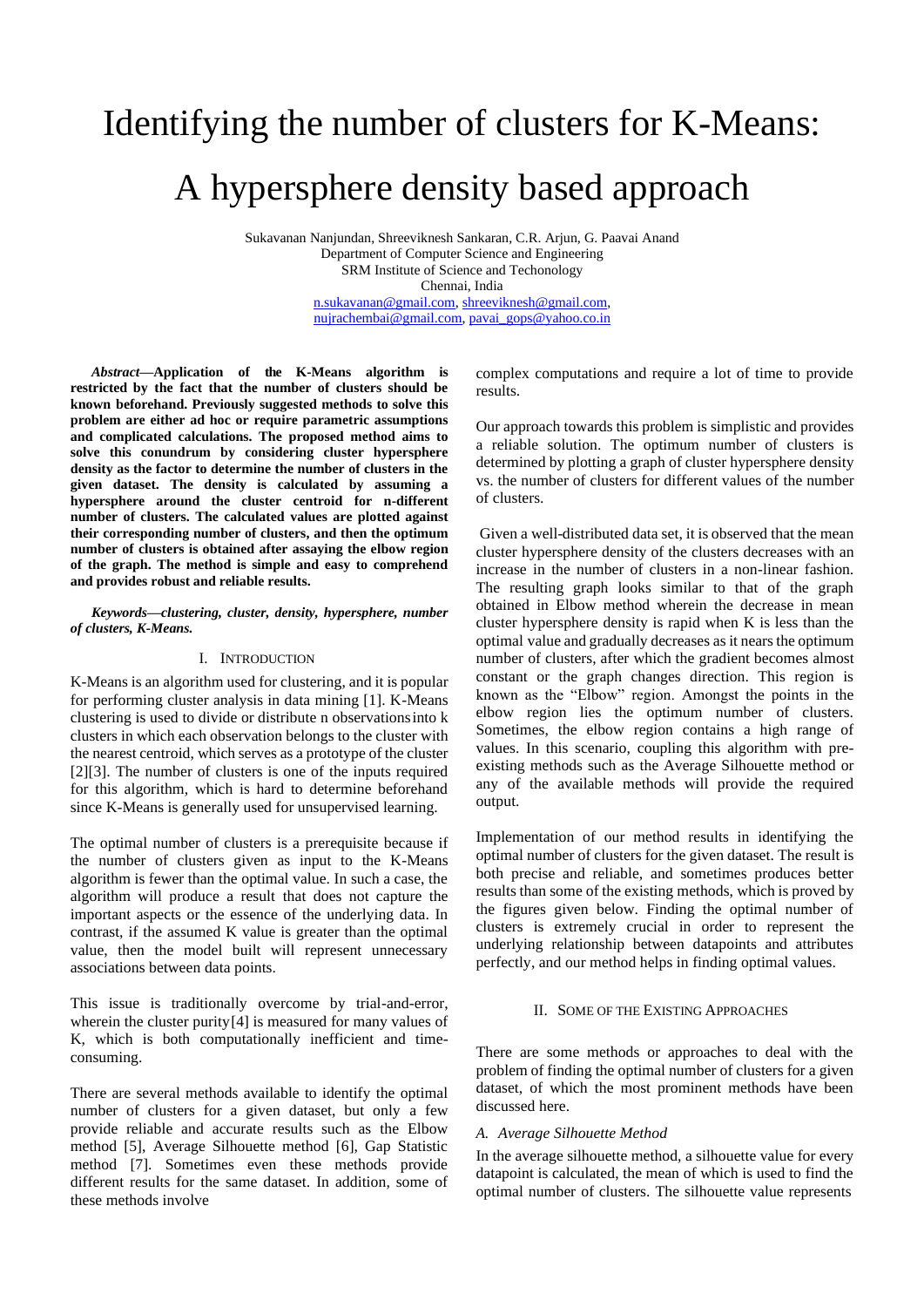# Identifying the number of clusters for K-Means: A hypersphere density based approach

Sukavanan Nanjundan, Shreeviknesh Sankaran, C.R. Arjun, G. Paavai Anand
Department of Computer Science and Engineering
SRM Institute of Science and Techonology
Chennai, India
n.sukavanan@gmail.com, shreeviknesh@gmail.com, nujrachembai@gmail.com, pavai_gops@yahoo.co.in

***Abstract*—Application of the K-Means algorithm is restricted by the fact that the number of clusters should be known beforehand. Previously suggested methods to solve this problem are either ad hoc or require parametric assumptions and complicated calculations. The proposed method aims to solve this conundrum by considering cluster hypersphere density as the factor to determine the number of clusters in the given dataset. The density is calculated by assuming a hypersphere around the cluster centroid for n-different number of clusters. The calculated values are plotted against their corresponding number of clusters, and then the optimum number of clusters is obtained after assaying the elbow region of the graph. The method is simple and easy to comprehend and provides robust and reliable results.**

***Keywords*—*clustering, cluster, density, hypersphere, number of clusters, K-Means.***

## I. Introduction

K-Means is an algorithm used for clustering, and it is popular for performing cluster analysis in data mining [1]. K-Means clustering is used to divide or distribute n observations into k clusters in which each observation belongs to the cluster with the nearest centroid, which serves as a prototype of the cluster [2][3]. The number of clusters is one of the inputs required for this algorithm, which is hard to determine beforehand since K-Means is generally used for unsupervised learning.

The optimal number of clusters is a prerequisite because if the number of clusters given as input to the K-Means algorithm is fewer than the optimal value. In such a case, the algorithm will produce a result that does not capture the important aspects or the essence of the underlying data. In contrast, if the assumed K value is greater than the optimal value, then the model built will represent unnecessary associations between data points.

This issue is traditionally overcome by trial-and-error, wherein the cluster purity[4] is measured for many values of K, which is both computationally inefficient and time-consuming.

There are several methods available to identify the optimal number of clusters for a given dataset, but only a few provide reliable and accurate results such as the Elbow method [5], Average Silhouette method [6], Gap Statistic method [7]. Sometimes even these methods provide different results for the same dataset. In addition, some of these methods involve complex computations and require a lot of time to provide results.

Our approach towards this problem is simplistic and provides a reliable solution. The optimum number of clusters is determined by plotting a graph of cluster hypersphere density vs. the number of clusters for different values of the number of clusters.

Given a well-distributed data set, it is observed that the mean cluster hypersphere density of the clusters decreases with an increase in the number of clusters in a non-linear fashion. The resulting graph looks similar to that of the graph obtained in Elbow method wherein the decrease in mean cluster hypersphere density is rapid when K is less than the optimal value and gradually decreases as it nears the optimum number of clusters, after which the gradient becomes almost constant or the graph changes direction. This region is known as the "Elbow" region. Amongst the points in the elbow region lies the optimum number of clusters. Sometimes, the elbow region contains a high range of values. In this scenario, coupling this algorithm with pre-existing methods such as the Average Silhouette method or any of the available methods will provide the required output.

Implementation of our method results in identifying the optimal number of clusters for the given dataset. The result is both precise and reliable, and sometimes produces better results than some of the existing methods, which is proved by the figures given below. Finding the optimal number of clusters is extremely crucial in order to represent the underlying relationship between datapoints and attributes perfectly, and our method helps in finding optimal values.

## II. Some of the Existing Approaches

There are some methods or approaches to deal with the problem of finding the optimal number of clusters for a given dataset, of which the most prominent methods have been discussed here.

### *A. Average Silhouette Method*

In the average silhouette method, a silhouette value for every datapoint is calculated, the mean of which is used to find the optimal number of clusters. The silhouette value represents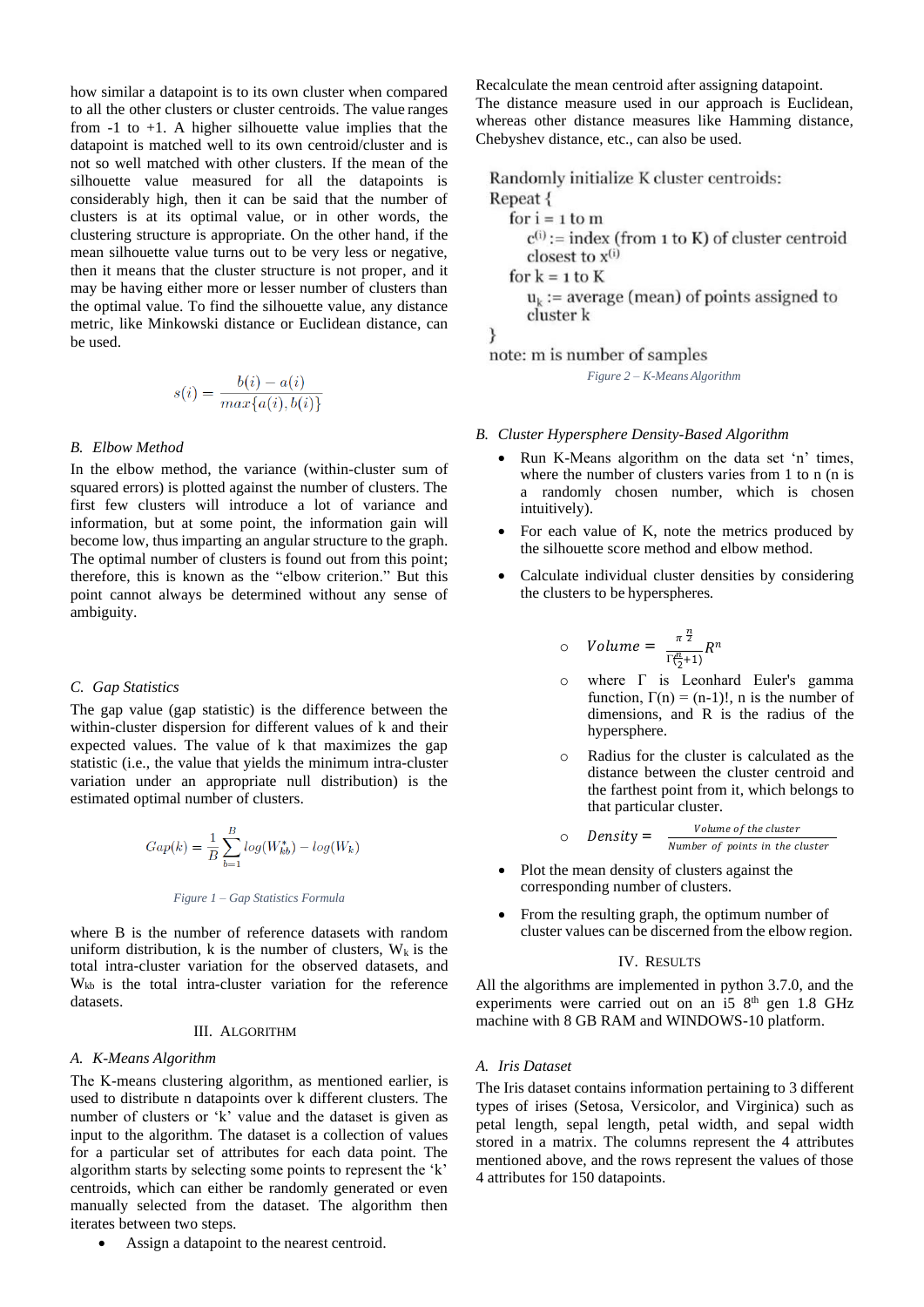how similar a datapoint is to its own cluster when compared to all the other clusters or cluster centroids. The value ranges from -1 to +1. A higher silhouette value implies that the datapoint is matched well to its own centroid/cluster and is not so well matched with other clusters. If the mean of the silhouette value measured for all the datapoints is considerably high, then it can be said that the number of clusters is at its optimal value, or in other words, the clustering structure is appropriate. On the other hand, if the mean silhouette value turns out to be very less or negative, then it means that the cluster structure is not proper, and it may be having either more or lesser number of clusters than the optimal value. To find the silhouette value, any distance metric, like Minkowski distance or Euclidean distance, can be used.

$$s(i) = \frac{b(i) - a(i)}{max\{a(i), b(i)\}}$$

### B. Elbow Method

In the elbow method, the variance (within-cluster sum of squared errors) is plotted against the number of clusters. The first few clusters will introduce a lot of variance and information, but at some point, the information gain will become low, thus imparting an angular structure to the graph. The optimal number of clusters is found out from this point; therefore, this is known as the "elbow criterion." But this point cannot always be determined without any sense of ambiguity.

### C. Gap Statistics

The gap value (gap statistic) is the difference between the within-cluster dispersion for different values of k and their expected values. The value of k that maximizes the gap statistic (i.e., the value that yields the minimum intra-cluster variation under an appropriate null distribution) is the estimated optimal number of clusters.

$$Gap(k) = \frac{1}{B}\sum_{b=1}^{B} log(W^{*}_{kb}) - log(W_k)$$

*Figure 1 – Gap Statistics Formula*

where B is the number of reference datasets with random uniform distribution, k is the number of clusters, $W_k$ is the total intra-cluster variation for the observed datasets, and $W_{kb}$ is the total intra-cluster variation for the reference datasets.

## III. Algorithm

### A. K-Means Algorithm

The K-means clustering algorithm, as mentioned earlier, is used to distribute n datapoints over k different clusters. The number of clusters or 'k' value and the dataset is given as input to the algorithm. The dataset is a collection of values for a particular set of attributes for each data point. The algorithm starts by selecting some points to represent the 'k' centroids, which can either be randomly generated or even manually selected from the dataset. The algorithm then iterates between two steps.

- Assign a datapoint to the nearest centroid.

Recalculate the mean centroid after assigning datapoint.

The distance measure used in our approach is Euclidean, whereas other distance measures like Hamming distance, Chebyshev distance, etc., can also be used.

```
Randomly initialize K cluster centroids:
Repeat {
   for i = 1 to m
      c(i) := index (from 1 to K) of cluster centroid
      closest to x(i)
   for k = 1 to K
      uk := average (mean) of points assigned to
      cluster k
}
note: m is number of samples
```

*Figure 2 – K-Means Algorithm*

### B. Cluster Hypersphere Density-Based Algorithm

- Run K-Means algorithm on the data set 'n' times, where the number of clusters varies from 1 to n (n is a randomly chosen number, which is chosen intuitively).
- For each value of K, note the metrics produced by the silhouette score method and elbow method.
- Calculate individual cluster densities by considering the clusters to be hyperspheres.
  - $Volume = \frac{\pi^{\frac{n}{2}}}{\Gamma(\frac{n}{2}+1)} R^n$
  - where Γ is Leonhard Euler's gamma function, Γ(n) = (n-1)!, n is the number of dimensions, and R is the radius of the hypersphere.
  - Radius for the cluster is calculated as the distance between the cluster centroid and the farthest point from it, which belongs to that particular cluster.
  - $Density = \frac{\text{Volume of the cluster}}{\text{Number of points in the cluster}}$
- Plot the mean density of clusters against the corresponding number of clusters.
- From the resulting graph, the optimum number of cluster values can be discerned from the elbow region.

## IV. Results

All the algorithms are implemented in python 3.7.0, and the experiments were carried out on an i5 $8^{th}$ gen 1.8 GHz machine with 8 GB RAM and WINDOWS-10 platform.

### A. Iris Dataset

The Iris dataset contains information pertaining to 3 different types of irises (Setosa, Versicolor, and Virginica) such as petal length, sepal length, petal width, and sepal width stored in a matrix. The columns represent the 4 attributes mentioned above, and the rows represent the values of those 4 attributes for 150 datapoints.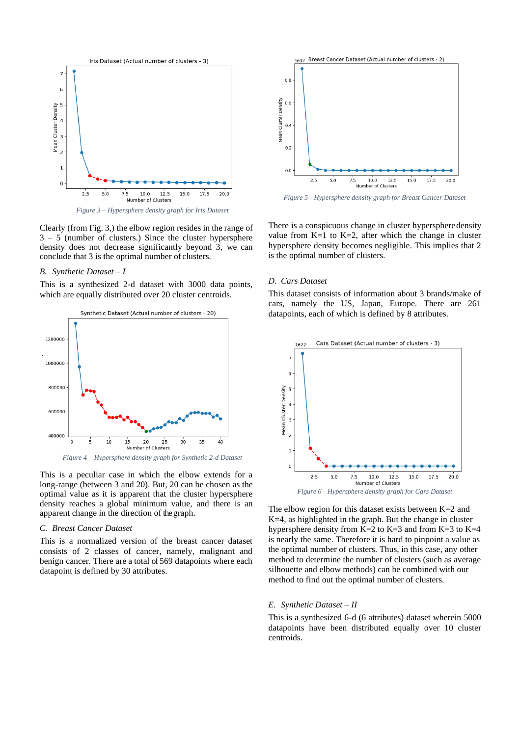Figure 3 – Hypersphere density graph for Iris Dataset

Clearly (from Fig. 3,) the elbow region resides in the range of 3 – 5 (number of clusters.) Since the cluster hypersphere density does not decrease significantly beyond 3, we can conclude that 3 is the optimal number of clusters.

### B. *Synthetic Dataset – I*

This is a synthesized 2-d dataset with 3000 data points, which are equally distributed over 20 cluster centroids.

Figure 4 – Hypersphere density graph for Synthetic 2-d Dataset

This is a peculiar case in which the elbow extends for a long-range (between 3 and 20). But, 20 can be chosen as the optimal value as it is apparent that the cluster hypersphere density reaches a global minimum value, and there is an apparent change in the direction of the graph.

### C. *Breast Cancer Dataset*

This is a normalized version of the breast cancer dataset consists of 2 classes of cancer, namely, malignant and benign cancer. There are a total of 569 datapoints where each datapoint is defined by 30 attributes.

Figure 5 - Hypersphere density graph for Breast Cancer Dataset

There is a conspicuous change in cluster hypersphere density value from K=1 to K=2, after which the change in cluster hypersphere density becomes negligible. This implies that 2 is the optimal number of clusters.

### D. *Cars Dataset*

This dataset consists of information about 3 brands/make of cars, namely the US, Japan, Europe. There are 261 datapoints, each of which is defined by 8 attributes.

Figure 6 - Hypersphere density graph for Cars Dataset

The elbow region for this dataset exists between K=2 and K=4, as highlighted in the graph. But the change in cluster hypersphere density from K=2 to K=3 and from K=3 to K=4 is nearly the same. Therefore it is hard to pinpoint a value as the optimal number of clusters. Thus, in this case, any other method to determine the number of clusters (such as average silhouette and elbow methods) can be combined with our method to find out the optimal number of clusters.

### E. *Synthetic Dataset – II*

This is a synthesized 6-d (6 attributes) dataset wherein 5000 datapoints have been distributed equally over 10 cluster centroids.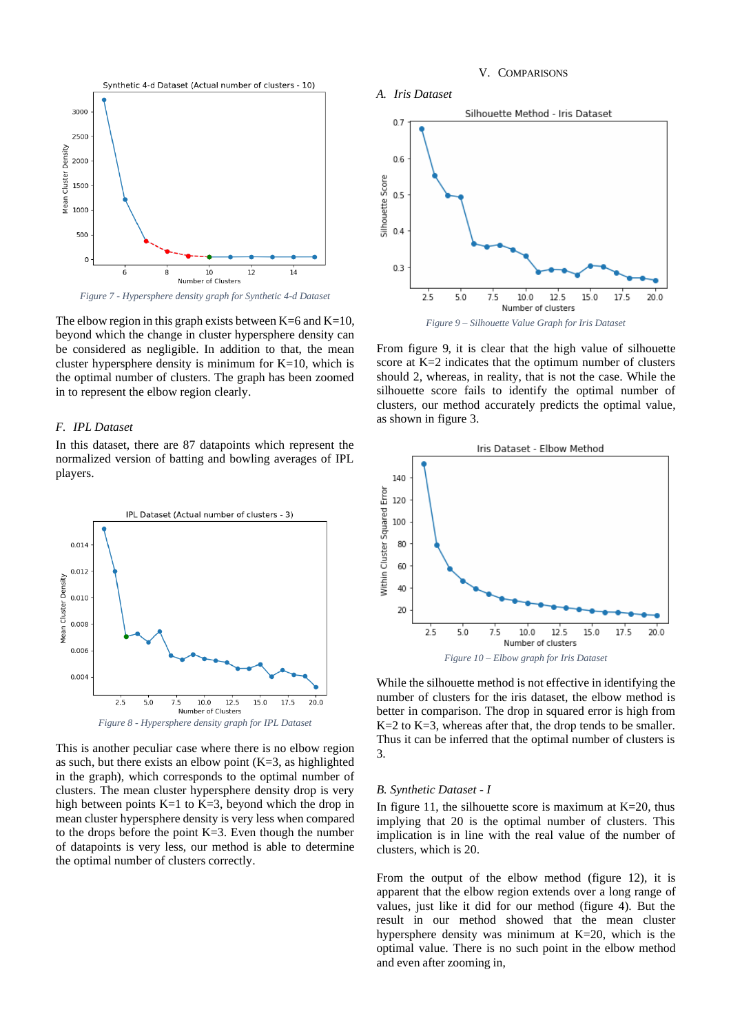Figure 7 - Hypersphere density graph for Synthetic 4-d Dataset

The elbow region in this graph exists between K=6 and K=10, beyond which the change in cluster hypersphere density can be considered as negligible. In addition to that, the mean cluster hypersphere density is minimum for K=10, which is the optimal number of clusters. The graph has been zoomed in to represent the elbow region clearly.

### *F. IPL Dataset*

In this dataset, there are 87 datapoints which represent the normalized version of batting and bowling averages of IPL players.

Figure 8 - Hypersphere density graph for IPL Dataset

This is another peculiar case where there is no elbow region as such, but there exists an elbow point (K=3, as highlighted in the graph), which corresponds to the optimal number of clusters. The mean cluster hypersphere density drop is very high between points K=1 to K=3, beyond which the drop in mean cluster hypersphere density is very less when compared to the drops before the point K=3. Even though the number of datapoints is very less, our method is able to determine the optimal number of clusters correctly.

## V. Comparisons

### *A. Iris Dataset*

Figure 9 – Silhouette Value Graph for Iris Dataset

From figure 9, it is clear that the high value of silhouette score at K=2 indicates that the optimum number of clusters should 2, whereas, in reality, that is not the case. While the silhouette score fails to identify the optimal number of clusters, our method accurately predicts the optimal value, as shown in figure 3.

Figure 10 – Elbow graph for Iris Dataset

While the silhouette method is not effective in identifying the number of clusters for the iris dataset, the elbow method is better in comparison. The drop in squared error is high from K=2 to K=3, whereas after that, the drop tends to be smaller. Thus it can be inferred that the optimal number of clusters is 3.

### *B. Synthetic Dataset - I*

In figure 11, the silhouette score is maximum at K=20, thus implying that 20 is the optimal number of clusters. This implication is in line with the real value of the number of clusters, which is 20.

From the output of the elbow method (figure 12), it is apparent that the elbow region extends over a long range of values, just like it did for our method (figure 4). But the result in our method showed that the mean cluster hypersphere density was minimum at K=20, which is the optimal value. There is no such point in the elbow method and even after zooming in,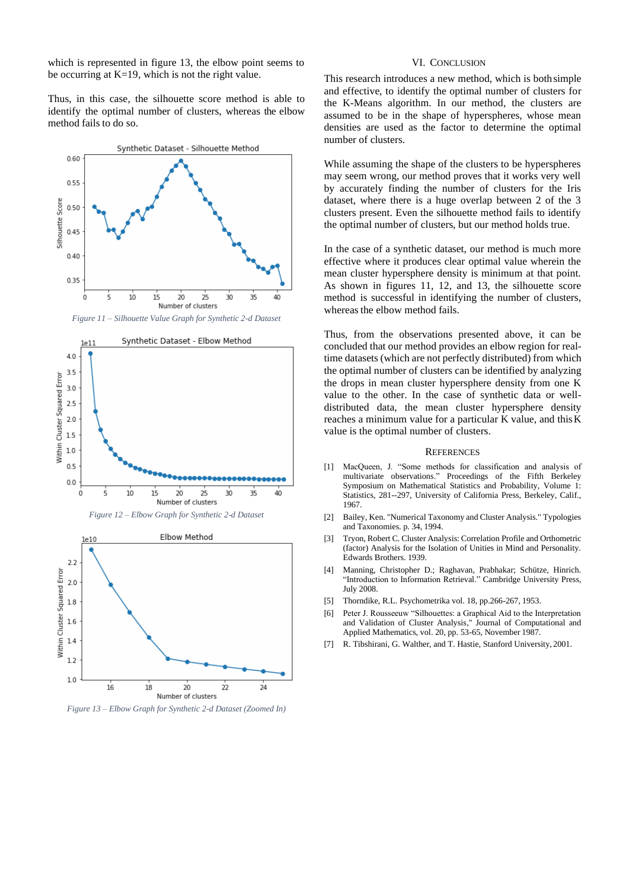which is represented in figure 13, the elbow point seems to be occurring at K=19, which is not the right value.

Thus, in this case, the silhouette score method is able to identify the optimal number of clusters, whereas the elbow method fails to do so.

Synthetic Dataset - Silhouette Method

Silhouette Score

0.60
0.55
0.50
0.45
0.40
0.35

0 5 10 15 20 25 30 35 40

Number of clusters

*Figure 11 – Silhouette Value Graph for Synthetic 2-d Dataset*

Synthetic Dataset - Elbow Method

1e11

Within Cluster Squared Error

4.0
3.5
3.0
2.5
2.0
1.5
1.0
0.5
0.0

0 5 10 15 20 25 30 35 40

Number of clusters

*Figure 12 – Elbow Graph for Synthetic 2-d Dataset*

Elbow Method

1e10

Within Cluster Squared Error

2.2
2.0
1.8
1.6
1.4
1.2
1.0

16 18 20 22 24

Number of clusters

*Figure 13 – Elbow Graph for Synthetic 2-d Dataset (Zoomed In)*

## VI. Conclusion

This research introduces a new method, which is both simple and effective, to identify the optimal number of clusters for the K-Means algorithm. In our method, the clusters are assumed to be in the shape of hyperspheres, whose mean densities are used as the factor to determine the optimal number of clusters.

While assuming the shape of the clusters to be hyperspheres may seem wrong, our method proves that it works very well by accurately finding the number of clusters for the Iris dataset, where there is a huge overlap between 2 of the 3 clusters present. Even the silhouette method fails to identify the optimal number of clusters, but our method holds true.

In the case of a synthetic dataset, our method is much more effective where it produces clear optimal value wherein the mean cluster hypersphere density is minimum at that point. As shown in figures 11, 12, and 13, the silhouette score method is successful in identifying the number of clusters, whereas the elbow method fails.

Thus, from the observations presented above, it can be concluded that our method provides an elbow region for real-time datasets (which are not perfectly distributed) from which the optimal number of clusters can be identified by analyzing the drops in mean cluster hypersphere density from one K value to the other. In the case of synthetic data or well-distributed data, the mean cluster hypersphere density reaches a minimum value for a particular K value, and this K value is the optimal number of clusters.

## References

[1] MacQueen, J. "Some methods for classification and analysis of multivariate observations." Proceedings of the Fifth Berkeley Symposium on Mathematical Statistics and Probability, Volume 1: Statistics, 281--297, University of California Press, Berkeley, Calif., 1967.

[2] Bailey, Ken. "Numerical Taxonomy and Cluster Analysis." Typologies and Taxonomies. p. 34, 1994.

[3] Tryon, Robert C. Cluster Analysis: Correlation Profile and Orthometric (factor) Analysis for the Isolation of Unities in Mind and Personality. Edwards Brothers. 1939.

[4] Manning, Christopher D.; Raghavan, Prabhakar; Schütze, Hinrich. "Introduction to Information Retrieval." Cambridge University Press, July 2008.

[5] Thorndike, R.L. Psychometrika vol. 18, pp.266-267, 1953.

[6] Peter J. Rousseeuw "Silhouettes: a Graphical Aid to the Interpretation and Validation of Cluster Analysis," Journal of Computational and Applied Mathematics, vol. 20, pp. 53-65, November 1987.

[7] R. Tibshirani, G. Walther, and T. Hastie, Stanford University, 2001.